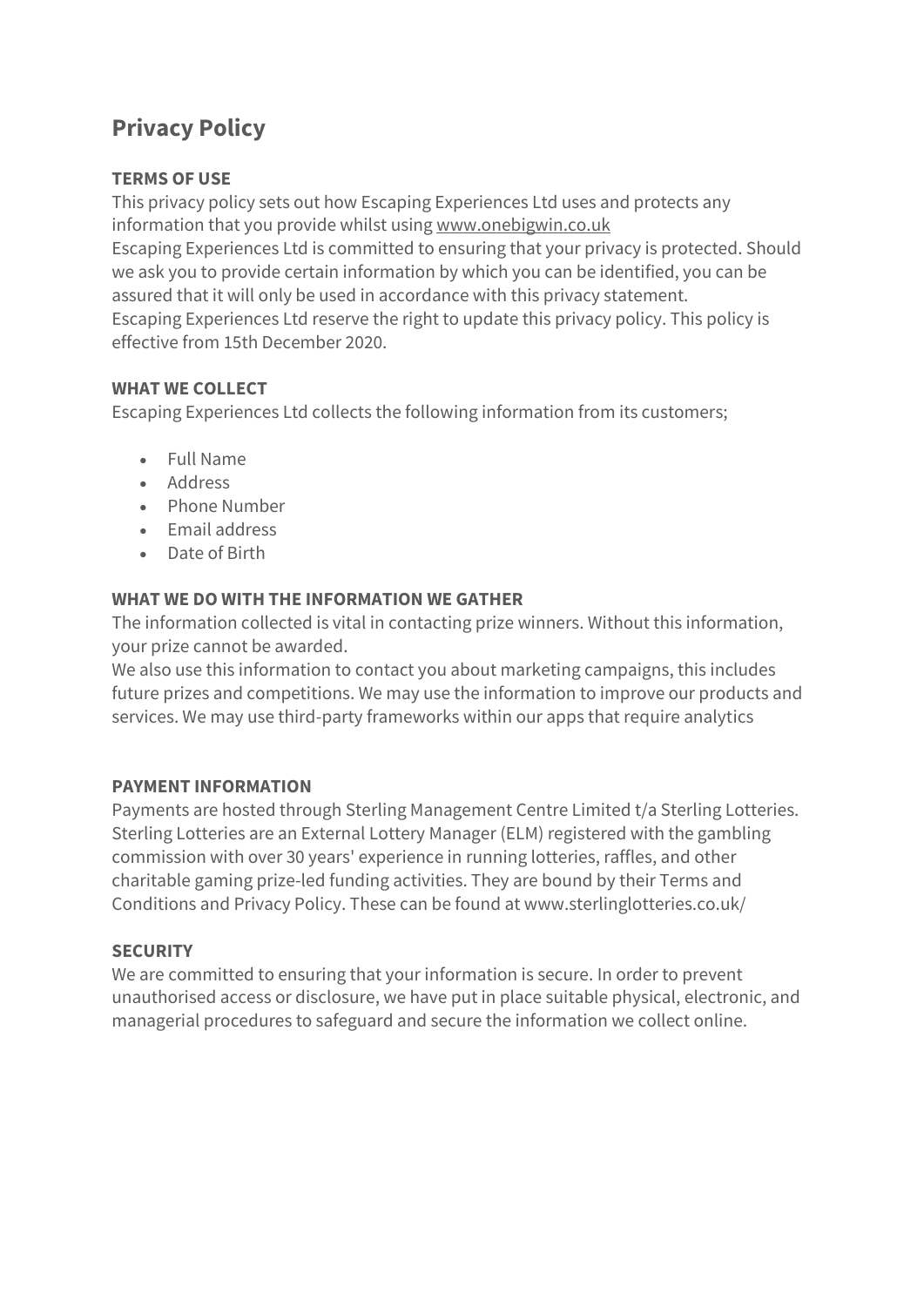# Privacy Policy

### TERMS OF USE

This privacy policy sets out how Escaping Experiences Ltd uses and protects any information that you provide whilst using www.onebigwin.co.uk
Escaping Experiences Ltd is committed to ensuring that your privacy is protected. Should we ask you to provide certain information by which you can be identified, you can be assured that it will only be used in accordance with this privacy statement.
Escaping Experiences Ltd reserve the right to update this privacy policy. This policy is effective from 15th December 2020.

### WHAT WE COLLECT

Escaping Experiences Ltd collects the following information from its customers;

- Full Name
- Address
- Phone Number
- Email address
- Date of Birth

### WHAT WE DO WITH THE INFORMATION WE GATHER

The information collected is vital in contacting prize winners. Without this information, your prize cannot be awarded.
We also use this information to contact you about marketing campaigns, this includes future prizes and competitions. We may use the information to improve our products and services. We may use third-party frameworks within our apps that require analytics

### PAYMENT INFORMATION

Payments are hosted through Sterling Management Centre Limited t/a Sterling Lotteries. Sterling Lotteries are an External Lottery Manager (ELM) registered with the gambling commission with over 30 years' experience in running lotteries, raffles, and other charitable gaming prize-led funding activities. They are bound by their Terms and Conditions and Privacy Policy. These can be found at www.sterlinglotteries.co.uk/

### SECURITY

We are committed to ensuring that your information is secure. In order to prevent unauthorised access or disclosure, we have put in place suitable physical, electronic, and managerial procedures to safeguard and secure the information we collect online.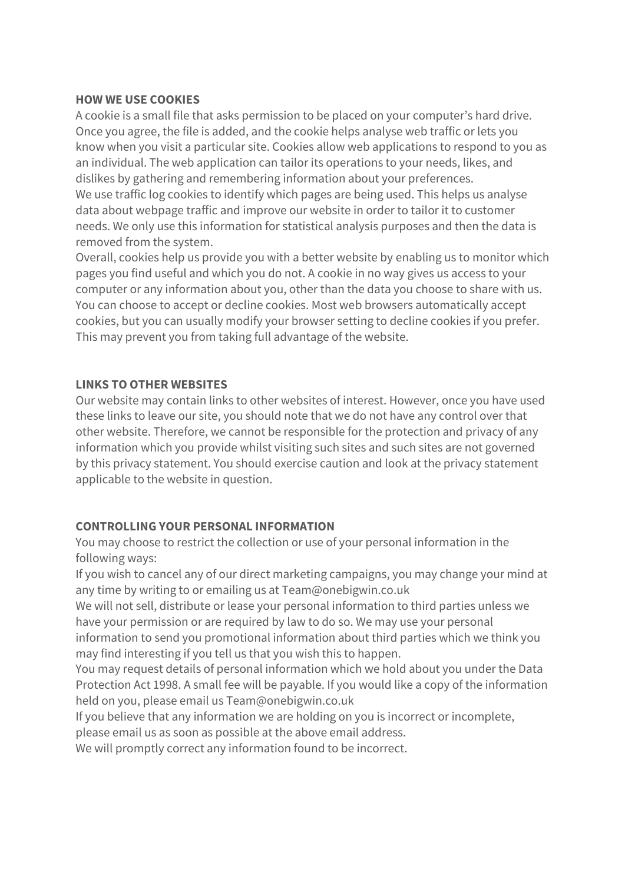## HOW WE USE COOKIES

A cookie is a small file that asks permission to be placed on your computer's hard drive. Once you agree, the file is added, and the cookie helps analyse web traffic or lets you know when you visit a particular site. Cookies allow web applications to respond to you as an individual. The web application can tailor its operations to your needs, likes, and dislikes by gathering and remembering information about your preferences.

We use traffic log cookies to identify which pages are being used. This helps us analyse data about webpage traffic and improve our website in order to tailor it to customer needs. We only use this information for statistical analysis purposes and then the data is removed from the system.

Overall, cookies help us provide you with a better website by enabling us to monitor which pages you find useful and which you do not. A cookie in no way gives us access to your computer or any information about you, other than the data you choose to share with us.

You can choose to accept or decline cookies. Most web browsers automatically accept cookies, but you can usually modify your browser setting to decline cookies if you prefer. This may prevent you from taking full advantage of the website.

## LINKS TO OTHER WEBSITES

Our website may contain links to other websites of interest. However, once you have used these links to leave our site, you should note that we do not have any control over that other website. Therefore, we cannot be responsible for the protection and privacy of any information which you provide whilst visiting such sites and such sites are not governed by this privacy statement. You should exercise caution and look at the privacy statement applicable to the website in question.

## CONTROLLING YOUR PERSONAL INFORMATION

You may choose to restrict the collection or use of your personal information in the following ways:

If you wish to cancel any of our direct marketing campaigns, you may change your mind at any time by writing to or emailing us at Team@onebigwin.co.uk

We will not sell, distribute or lease your personal information to third parties unless we have your permission or are required by law to do so. We may use your personal information to send you promotional information about third parties which we think you may find interesting if you tell us that you wish this to happen.

You may request details of personal information which we hold about you under the Data Protection Act 1998. A small fee will be payable. If you would like a copy of the information held on you, please email us Team@onebigwin.co.uk

If you believe that any information we are holding on you is incorrect or incomplete, please email us as soon as possible at the above email address.

We will promptly correct any information found to be incorrect.